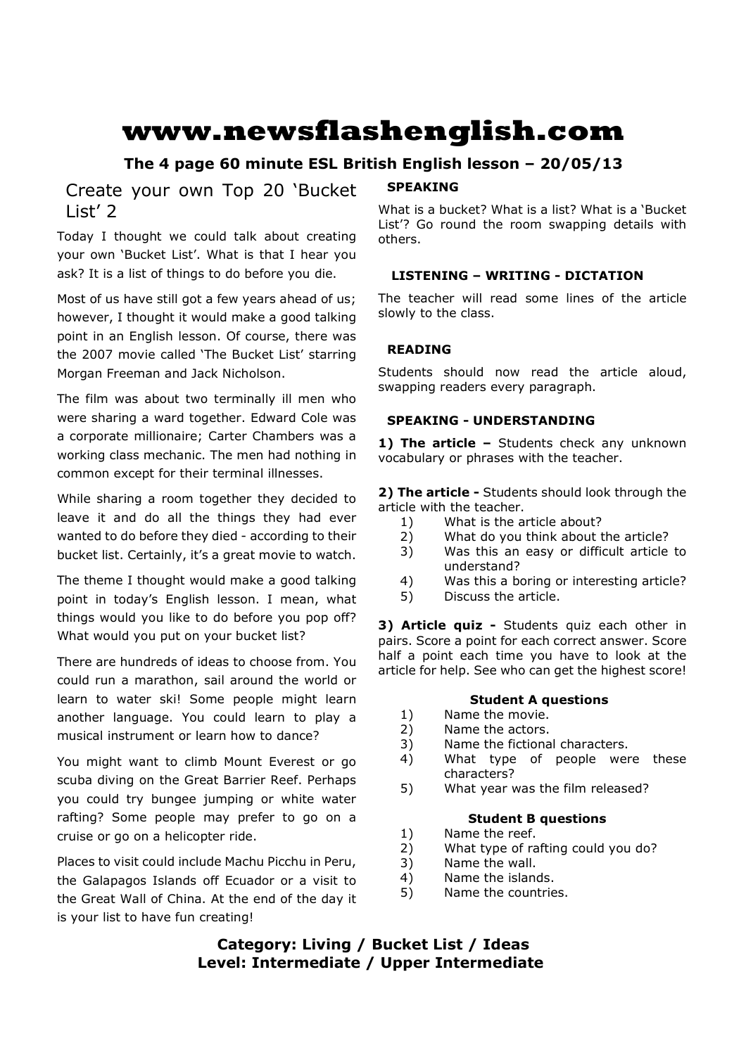# www.newsflashenglish.com

**The 4 page 60 minute ESL British English lesson – 20/05/13**

## Create your own Top 20 'Bucket List' 2

Today I thought we could talk about creating your own 'Bucket List'. What is that I hear you ask? It is a list of things to do before you die.

Most of us have still got a few years ahead of us; however, I thought it would make a good talking point in an English lesson. Of course, there was the 2007 movie called 'The Bucket List' starring Morgan Freeman and Jack Nicholson.

The film was about two terminally ill men who were sharing a ward together. Edward Cole was a corporate millionaire; Carter Chambers was a working class mechanic. The men had nothing in common except for their terminal illnesses.

While sharing a room together they decided to leave it and do all the things they had ever wanted to do before they died - according to their bucket list. Certainly, it's a great movie to watch.

The theme I thought would make a good talking point in today's English lesson. I mean, what things would you like to do before you pop off? What would you put on your bucket list?

There are hundreds of ideas to choose from. You could run a marathon, sail around the world or learn to water ski! Some people might learn another language. You could learn to play a musical instrument or learn how to dance?

You might want to climb Mount Everest or go scuba diving on the Great Barrier Reef. Perhaps you could try bungee jumping or white water rafting? Some people may prefer to go on a cruise or go on a helicopter ride.

Places to visit could include Machu Picchu in Peru, the Galapagos Islands off Ecuador or a visit to the Great Wall of China. At the end of the day it is your list to have fun creating!

### SPEAKING

What is a bucket? What is a list? What is a 'Bucket List'? Go round the room swapping details with others.

### LISTENING – WRITING - DICTATION

The teacher will read some lines of the article slowly to the class.

### READING

Students should now read the article aloud, swapping readers every paragraph.

### SPEAKING - UNDERSTANDING

**1) The article –** Students check any unknown vocabulary or phrases with the teacher.

**2) The article -** Students should look through the article with the teacher.

1) What is the article about?
2) What do you think about the article?
3) Was this an easy or difficult article to understand?
4) Was this a boring or interesting article?
5) Discuss the article.

**3) Article quiz -** Students quiz each other in pairs. Score a point for each correct answer. Score half a point each time you have to look at the article for help. See who can get the highest score!

**Student A questions**

1) Name the movie.
2) Name the actors.
3) Name the fictional characters.
4) What type of people were these characters?
5) What year was the film released?

**Student B questions**

1) Name the reef.
2) What type of rafting could you do?
3) Name the wall.
4) Name the islands.
5) Name the countries.

**Category: Living / Bucket List / Ideas**
**Level: Intermediate / Upper Intermediate**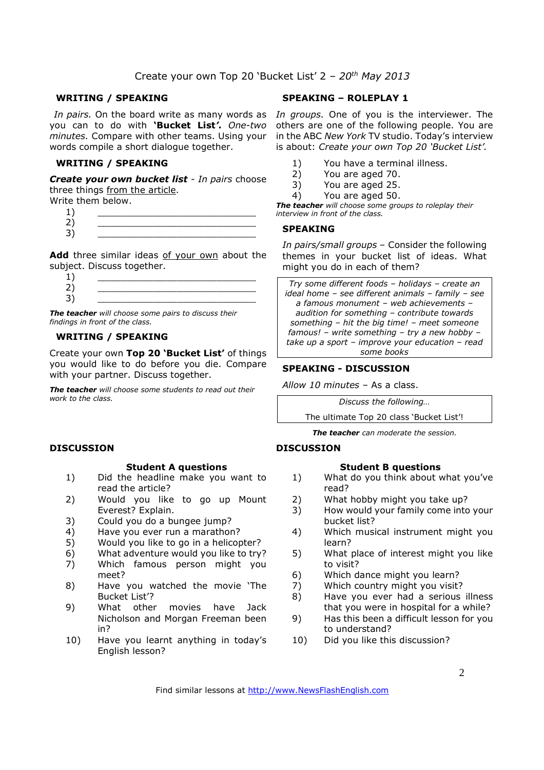# Create your own Top 20 'Bucket List' 2 – *20th May 2013*

## WRITING / SPEAKING

*In pairs.* On the board write as many words as you can to do with **'Bucket List'.** *One-two minutes.* Compare with other teams. Using your words compile a short dialogue together.

## WRITING / SPEAKING

***Create your own bucket list*** - *In pairs* choose three things from the article.
Write them below.

1) ______________________________
2) ______________________________
3) ______________________________

**Add** three similar ideas of your own about the subject. Discuss together.

1) ______________________________
2) ______________________________
3) ______________________________

***The teacher*** *will choose some pairs to discuss their findings in front of the class.*

## WRITING / SPEAKING

Create your own **Top 20 'Bucket List'** of things you would like to do before you die. Compare with your partner. Discuss together.

***The teacher*** *will choose some students to read out their work to the class.*

## SPEAKING – ROLEPLAY 1

*In groups.* One of you is the interviewer. The others are one of the following people. You are in the ABC *New York* TV studio. Today's interview is about: *Create your own Top 20 'Bucket List'.*

1) You have a terminal illness.
2) You are aged 70.
3) You are aged 25.
4) You are aged 50.

***The teacher*** *will choose some groups to roleplay their interview in front of the class.*

## SPEAKING

*In pairs/small groups* – Consider the following themes in your bucket list of ideas. What might you do in each of them?

*Try some different foods – holidays – create an ideal home – see different animals – family – see a famous monument – web achievements – audition for something – contribute towards something – hit the big time! – meet someone famous! – write something – try a new hobby – take up a sport – improve your education – read some books*

## SPEAKING - DISCUSSION

*Allow 10 minutes* – As a class.

*Discuss the following…*

The ultimate Top 20 class 'Bucket List'!

***The teacher*** *can moderate the session.*

## DISCUSSION

### Student A questions

1) Did the headline make you want to read the article?
2) Would you like to go up Mount Everest? Explain.
3) Could you do a bungee jump?
4) Have you ever run a marathon?
5) Would you like to go in a helicopter?
6) What adventure would you like to try?
7) Which famous person might you meet?
8) Have you watched the movie 'The Bucket List'?
9) What other movies have Jack Nicholson and Morgan Freeman been in?
10) Have you learnt anything in today's English lesson?

## DISCUSSION

### Student B questions

1) What do you think about what you've read?
2) What hobby might you take up?
3) How would your family come into your bucket list?
4) Which musical instrument might you learn?
5) What place of interest might you like to visit?
6) Which dance might you learn?
7) Which country might you visit?
8) Have you ever had a serious illness that you were in hospital for a while?
9) Has this been a difficult lesson for you to understand?
10) Did you like this discussion?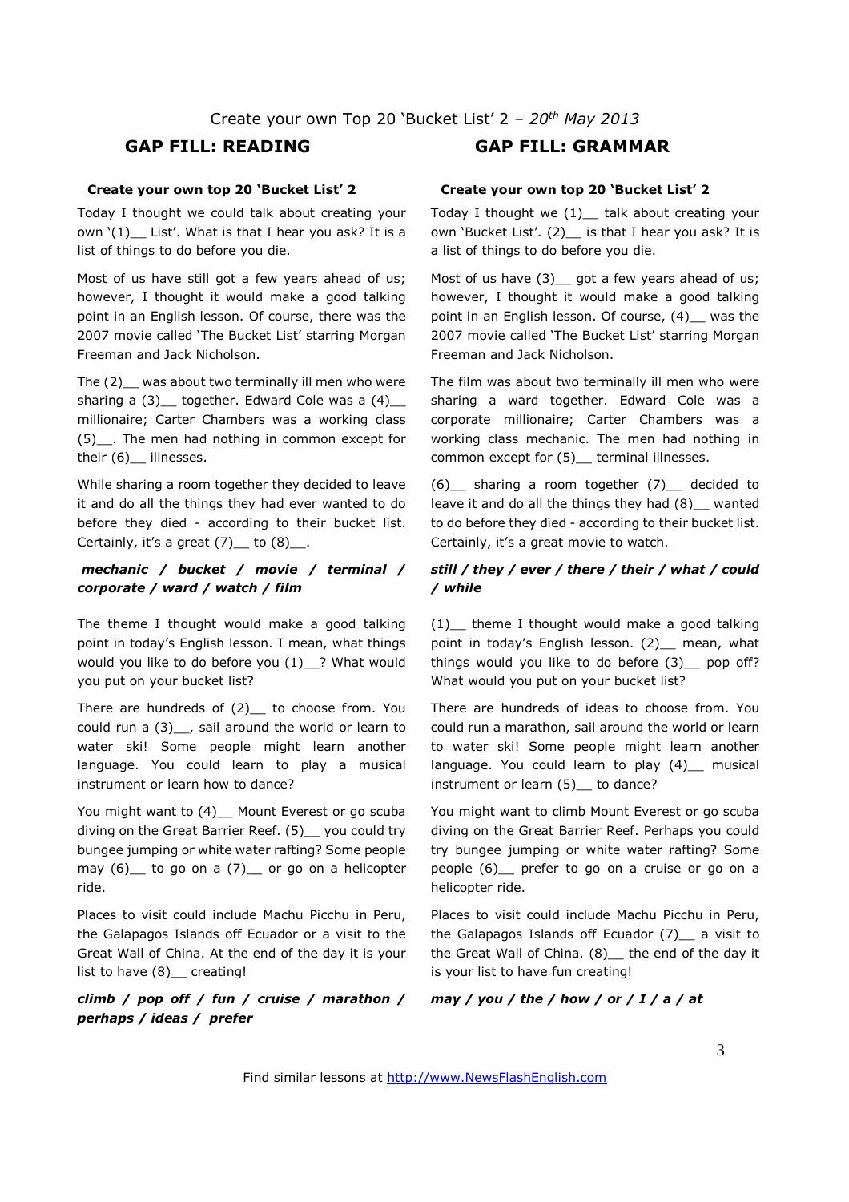Create your own Top 20 'Bucket List' 2 – *20th May 2013*

## GAP FILL: READING

**Create your own top 20 'Bucket List' 2**

Today I thought we could talk about creating your own '(1)__ List'. What is that I hear you ask? It is a list of things to do before you die.

Most of us have still got a few years ahead of us; however, I thought it would make a good talking point in an English lesson. Of course, there was the 2007 movie called 'The Bucket List' starring Morgan Freeman and Jack Nicholson.

The (2)__ was about two terminally ill men who were sharing a (3)__ together. Edward Cole was a (4)__ millionaire; Carter Chambers was a working class (5)__. The men had nothing in common except for their (6)__ illnesses.

While sharing a room together they decided to leave it and do all the things they had ever wanted to do before they died - according to their bucket list. Certainly, it's a great (7)__ to (8)__.

***mechanic / bucket / movie / terminal / corporate / ward / watch / film***

The theme I thought would make a good talking point in today's English lesson. I mean, what things would you like to do before you (1)__? What would you put on your bucket list?

There are hundreds of (2)__ to choose from. You could run a (3)__, sail around the world or learn to water ski! Some people might learn another language. You could learn to play a musical instrument or learn how to dance?

You might want to (4)__ Mount Everest or go scuba diving on the Great Barrier Reef. (5)__ you could try bungee jumping or white water rafting? Some people may (6)__ to go on a (7)__ or go on a helicopter ride.

Places to visit could include Machu Picchu in Peru, the Galapagos Islands off Ecuador or a visit to the Great Wall of China. At the end of the day it is your list to have (8)__ creating!

***climb / pop off / fun / cruise / marathon / perhaps / ideas / prefer***

## GAP FILL: GRAMMAR

**Create your own top 20 'Bucket List' 2**

Today I thought we (1)__ talk about creating your own 'Bucket List'. (2)__ is that I hear you ask? It is a list of things to do before you die.

Most of us have (3)__ got a few years ahead of us; however, I thought it would make a good talking point in an English lesson. Of course, (4)__ was the 2007 movie called 'The Bucket List' starring Morgan Freeman and Jack Nicholson.

The film was about two terminally ill men who were sharing a ward together. Edward Cole was a corporate millionaire; Carter Chambers was a working class mechanic. The men had nothing in common except for (5)__ terminal illnesses.

(6)__ sharing a room together (7)__ decided to leave it and do all the things they had (8)__ wanted to do before they died - according to their bucket list. Certainly, it's a great movie to watch.

***still / they / ever / there / their / what / could / while***

(1)__ theme I thought would make a good talking point in today's English lesson. (2)__ mean, what things would you like to do before (3)__ pop off? What would you put on your bucket list?

There are hundreds of ideas to choose from. You could run a marathon, sail around the world or learn to water ski! Some people might learn another language. You could learn to play (4)__ musical instrument or learn (5)__ to dance?

You might want to climb Mount Everest or go scuba diving on the Great Barrier Reef. Perhaps you could try bungee jumping or white water rafting? Some people (6)__ prefer to go on a cruise or go on a helicopter ride.

Places to visit could include Machu Picchu in Peru, the Galapagos Islands off Ecuador (7)__ a visit to the Great Wall of China. (8)__ the end of the day it is your list to have fun creating!

***may / you / the / how / or / I / a / at***

Find similar lessons at http://www.NewsFlashEnglish.com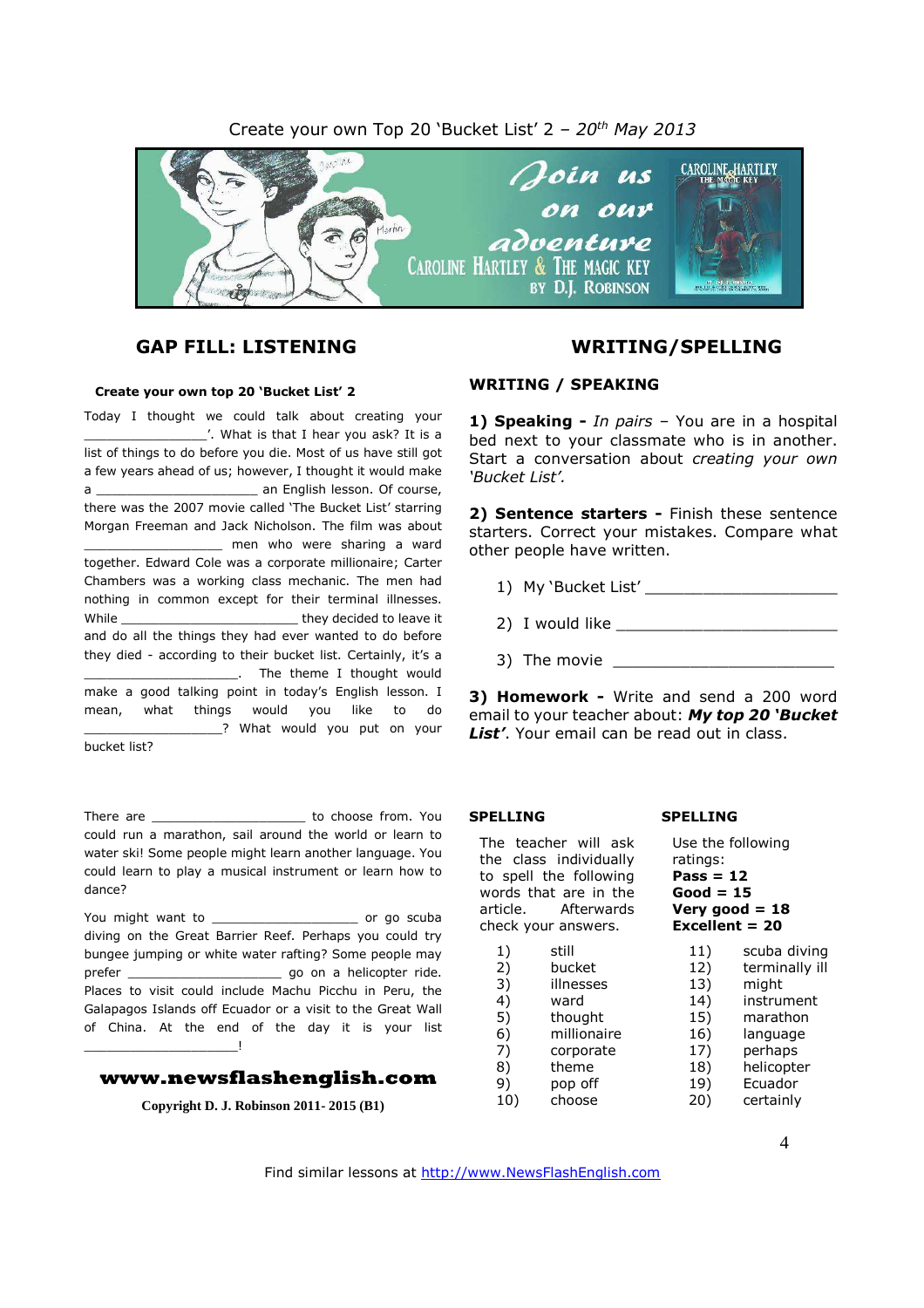Create your own Top 20 'Bucket List' 2 – *20th May 2013*

Join us on our adventure
CAROLINE HARTLEY & THE MAGIC KEY
BY D.J. ROBINSON

## GAP FILL: LISTENING

**Create your own top 20 'Bucket List' 2**

Today I thought we could talk about creating your ________________'. What is that I hear you ask? It is a list of things to do before you die. Most of us have still got a few years ahead of us; however, I thought it would make a ____________________ an English lesson. Of course, there was the 2007 movie called 'The Bucket List' starring Morgan Freeman and Jack Nicholson. The film was about ___________________ men who were sharing a ward together. Edward Cole was a corporate millionaire; Carter Chambers was a working class mechanic. The men had nothing in common except for their terminal illnesses. While ________________________ they decided to leave it and do all the things they had ever wanted to do before they died - according to their bucket list. Certainly, it's a _____________________. The theme I thought would make a good talking point in today's English lesson. I mean, what things would you like to do __________________? What would you put on your bucket list?

There are _____________________ to choose from. You could run a marathon, sail around the world or learn to water ski! Some people might learn another language. You could learn to play a musical instrument or learn how to dance?

You might want to ___________________ or go scuba diving on the Great Barrier Reef. Perhaps you could try bungee jumping or white water rafting? Some people may prefer ____________________ go on a helicopter ride. Places to visit could include Machu Picchu in Peru, the Galapagos Islands off Ecuador or a visit to the Great Wall of China. At the end of the day it is your list __________________!

**www.newsflashenglish.com**

**Copyright D. J. Robinson 2011- 2015 (B1)**

## WRITING/SPELLING

### WRITING / SPEAKING

**1) Speaking -** *In pairs* – You are in a hospital bed next to your classmate who is in another. Start a conversation about *creating your own 'Bucket List'.*

**2) Sentence starters -** Finish these sentence starters. Correct your mistakes. Compare what other people have written.

1) My 'Bucket List' ____________________
2) I would like ______________________
3) The movie ______________________

**3) Homework -** Write and send a 200 word email to your teacher about: ***My top 20 'Bucket List'***. Your email can be read out in class.

### SPELLING

The teacher will ask the class individually to spell the following words that are in the article. Afterwards check your answers.

1) still
2) bucket
3) illnesses
4) ward
5) thought
6) millionaire
7) corporate
8) theme
9) pop off
10) choose
11) scuba diving
12) terminally ill
13) might
14) instrument
15) marathon
16) language
17) perhaps
18) helicopter
19) Ecuador
20) certainly

### SPELLING

Use the following ratings:
**Pass = 12**
**Good = 15**
**Very good = 18**
**Excellent = 20**

Find similar lessons at http://www.NewsFlashEnglish.com